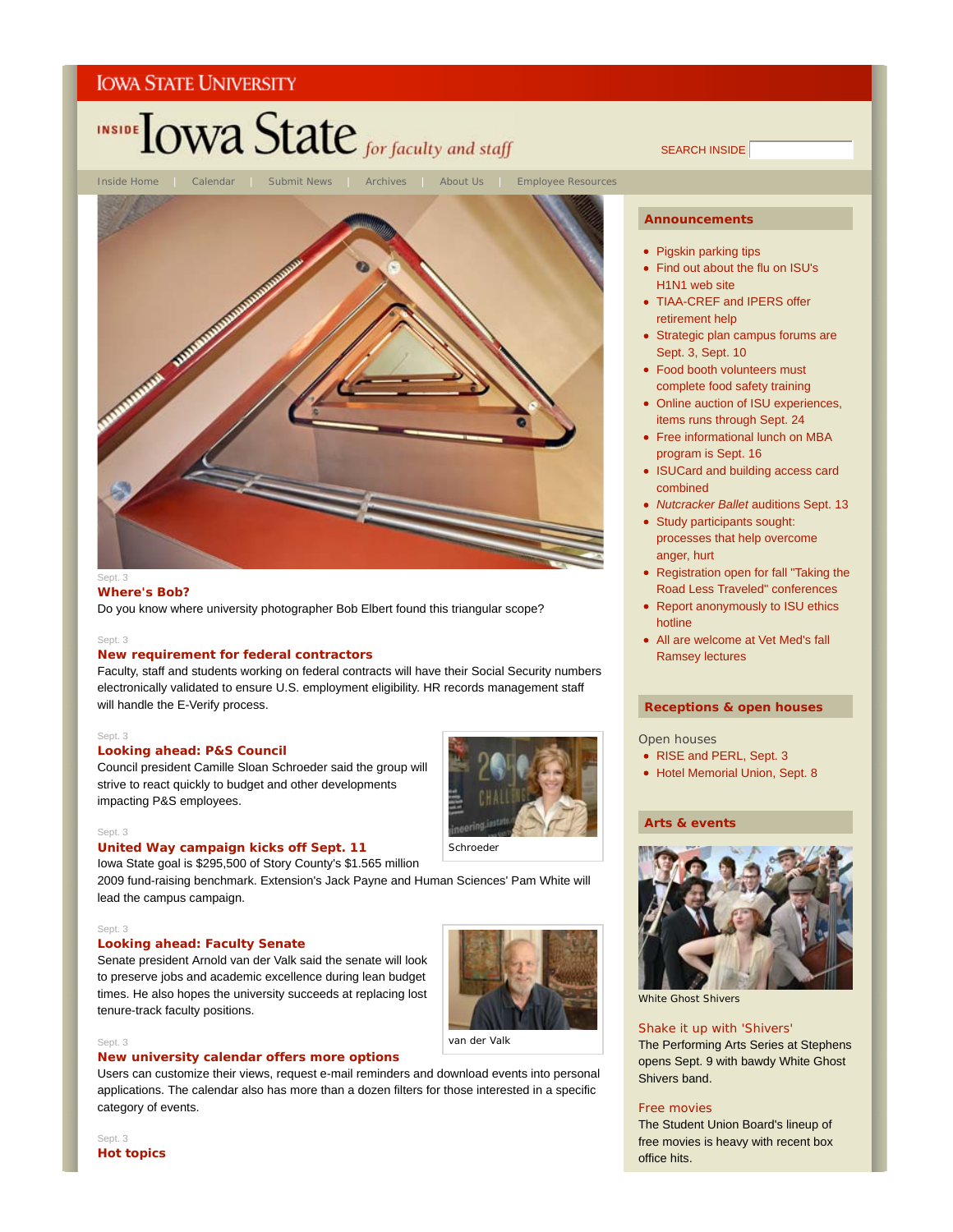Iowa State University

# INSIDE Iowa State *for faculty and staff*

SEARCH INSIDE

Inside Home | Calendar | Submit News | Archives | About Us | Employee Resources

Sept. 3

### Where's Bob?

Do you know where university photographer Bob Elbert found this triangular scope?

Sept. 3

### New requirement for federal contractors

Faculty, staff and students working on federal contracts will have their Social Security numbers electronically validated to ensure U.S. employment eligibility. HR records management staff will handle the E-Verify process.

Sept. 3

### Looking ahead: P&S Council

Council president Camille Sloan Schroeder said the group will strive to react quickly to budget and other developments impacting P&S employees.

Schroeder

Sept. 3

### United Way campaign kicks off Sept. 11

Iowa State goal is $295,500 of Story County's $1.565 million 2009 fund-raising benchmark. Extension's Jack Payne and Human Sciences' Pam White will lead the campus campaign.

Sept. 3

### Looking ahead: Faculty Senate

Senate president Arnold van der Valk said the senate will look to preserve jobs and academic excellence during lean budget times. He also hopes the university succeeds at replacing lost tenure-track faculty positions.

van der Valk

Sept. 3

### New university calendar offers more options

Users can customize their views, request e-mail reminders and download events into personal applications. The calendar also has more than a dozen filters for those interested in a specific category of events.

Sept. 3

### Hot topics

## Announcements

- Pigskin parking tips
- Find out about the flu on ISU's H1N1 web site
- TIAA-CREF and IPERS offer retirement help
- Strategic plan campus forums are Sept. 3, Sept. 10
- Food booth volunteers must complete food safety training
- Online auction of ISU experiences, items runs through Sept. 24
- Free informational lunch on MBA program is Sept. 16
- ISUCard and building access card combined
- *Nutcracker Ballet* auditions Sept. 13
- Study participants sought: processes that help overcome anger, hurt
- Registration open for fall "Taking the Road Less Traveled" conferences
- Report anonymously to ISU ethics hotline
- All are welcome at Vet Med's fall Ramsey lectures

## Receptions & open houses

Open houses

- RISE and PERL, Sept. 3
- Hotel Memorial Union, Sept. 8

## Arts & events

White Ghost Shivers

### Shake it up with 'Shivers'

The Performing Arts Series at Stephens opens Sept. 9 with bawdy White Ghost Shivers band.

### Free movies

The Student Union Board's lineup of free movies is heavy with recent box office hits.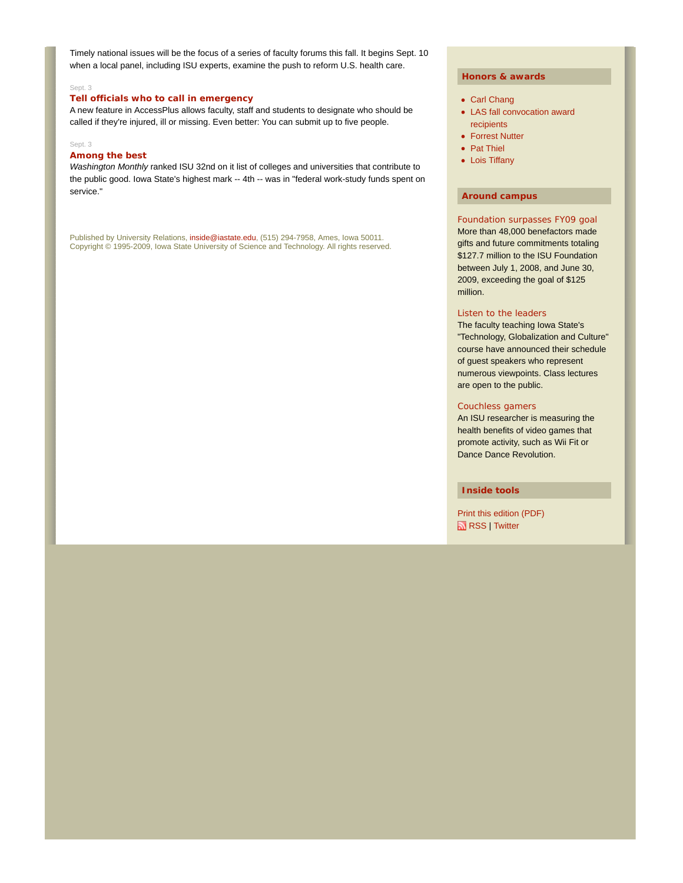Timely national issues will be the focus of a series of faculty forums this fall. It begins Sept. 10 when a local panel, including ISU experts, examine the push to reform U.S. health care.

Sept. 3

### Tell officials who to call in emergency

A new feature in AccessPlus allows faculty, staff and students to designate who should be called if they're injured, ill or missing. Even better: You can submit up to five people.

Sept. 3

### Among the best

*Washington Monthly* ranked ISU 32nd on it list of colleges and universities that contribute to the public good. Iowa State's highest mark -- 4th -- was in "federal work-study funds spent on service."

Published by University Relations, inside@iastate.edu, (515) 294-7958, Ames, Iowa 50011.
Copyright © 1995-2009, Iowa State University of Science and Technology. All rights reserved.

## Honors & awards

- Carl Chang
- LAS fall convocation award recipients
- Forrest Nutter
- Pat Thiel
- Lois Tiffany

## Around campus

**Foundation surpasses FY09 goal**
More than 48,000 benefactors made gifts and future commitments totaling $127.7 million to the ISU Foundation between July 1, 2008, and June 30, 2009, exceeding the goal of $125 million.

**Listen to the leaders**
The faculty teaching Iowa State's "Technology, Globalization and Culture" course have announced their schedule of guest speakers who represent numerous viewpoints. Class lectures are open to the public.

**Couchless gamers**
An ISU researcher is measuring the health benefits of video games that promote activity, such as Wii Fit or Dance Dance Revolution.

## Inside tools

Print this edition (PDF)
RSS | Twitter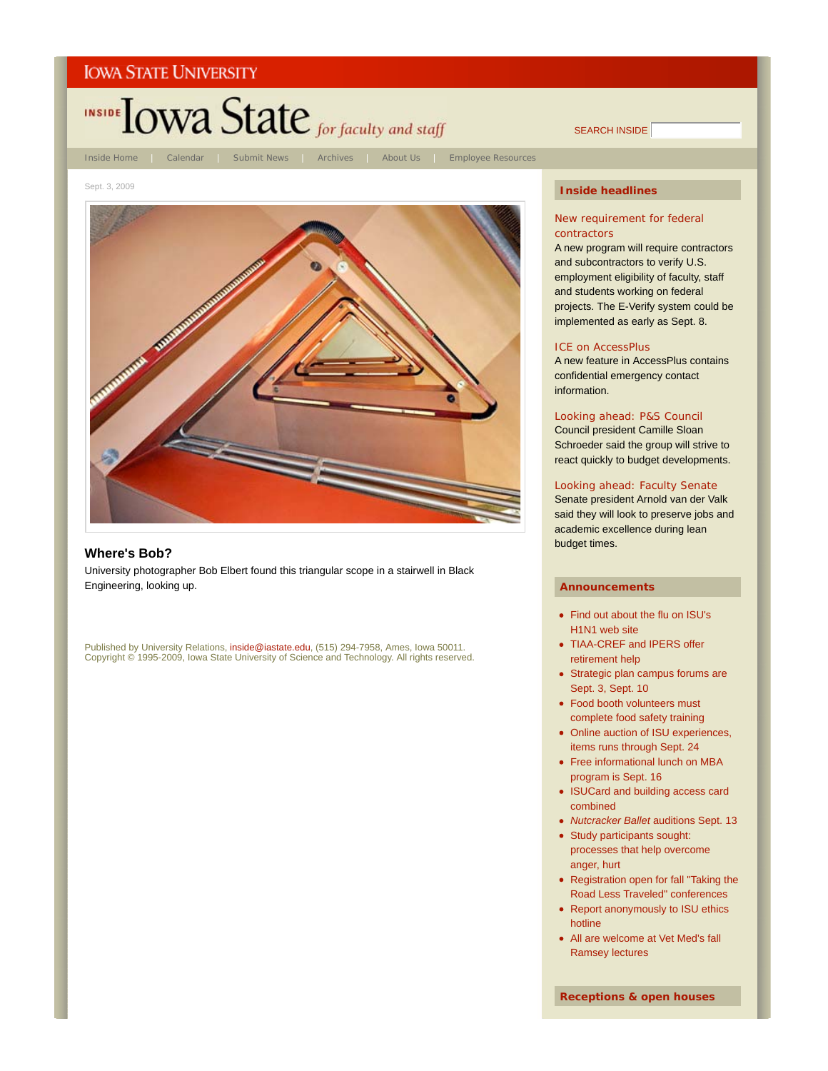IOWA STATE UNIVERSITY

# INSIDE Iowa State *for faculty and staff*

SEARCH INSIDE

Inside Home | Calendar | Submit News | Archives | About Us | Employee Resources

Sept. 3, 2009

## Where's Bob?

University photographer Bob Elbert found this triangular scope in a stairwell in Black Engineering, looking up.

Published by University Relations, inside@iastate.edu, (515) 294-7958, Ames, Iowa 50011.
Copyright © 1995-2009, Iowa State University of Science and Technology. All rights reserved.

### Inside headlines

**New requirement for federal contractors**
A new program will require contractors and subcontractors to verify U.S. employment eligibility of faculty, staff and students working on federal projects. The E-Verify system could be implemented as early as Sept. 8.

**ICE on AccessPlus**
A new feature in AccessPlus contains confidential emergency contact information.

**Looking ahead: P&S Council**
Council president Camille Sloan Schroeder said the group will strive to react quickly to budget developments.

**Looking ahead: Faculty Senate**
Senate president Arnold van der Valk said they will look to preserve jobs and academic excellence during lean budget times.

### Announcements

- Find out about the flu on ISU's H1N1 web site
- TIAA-CREF and IPERS offer retirement help
- Strategic plan campus forums are Sept. 3, Sept. 10
- Food booth volunteers must complete food safety training
- Online auction of ISU experiences, items runs through Sept. 24
- Free informational lunch on MBA program is Sept. 16
- ISUCard and building access card combined
- *Nutcracker Ballet* auditions Sept. 13
- Study participants sought: processes that help overcome anger, hurt
- Registration open for fall "Taking the Road Less Traveled" conferences
- Report anonymously to ISU ethics hotline
- All are welcome at Vet Med's fall Ramsey lectures

### Receptions & open houses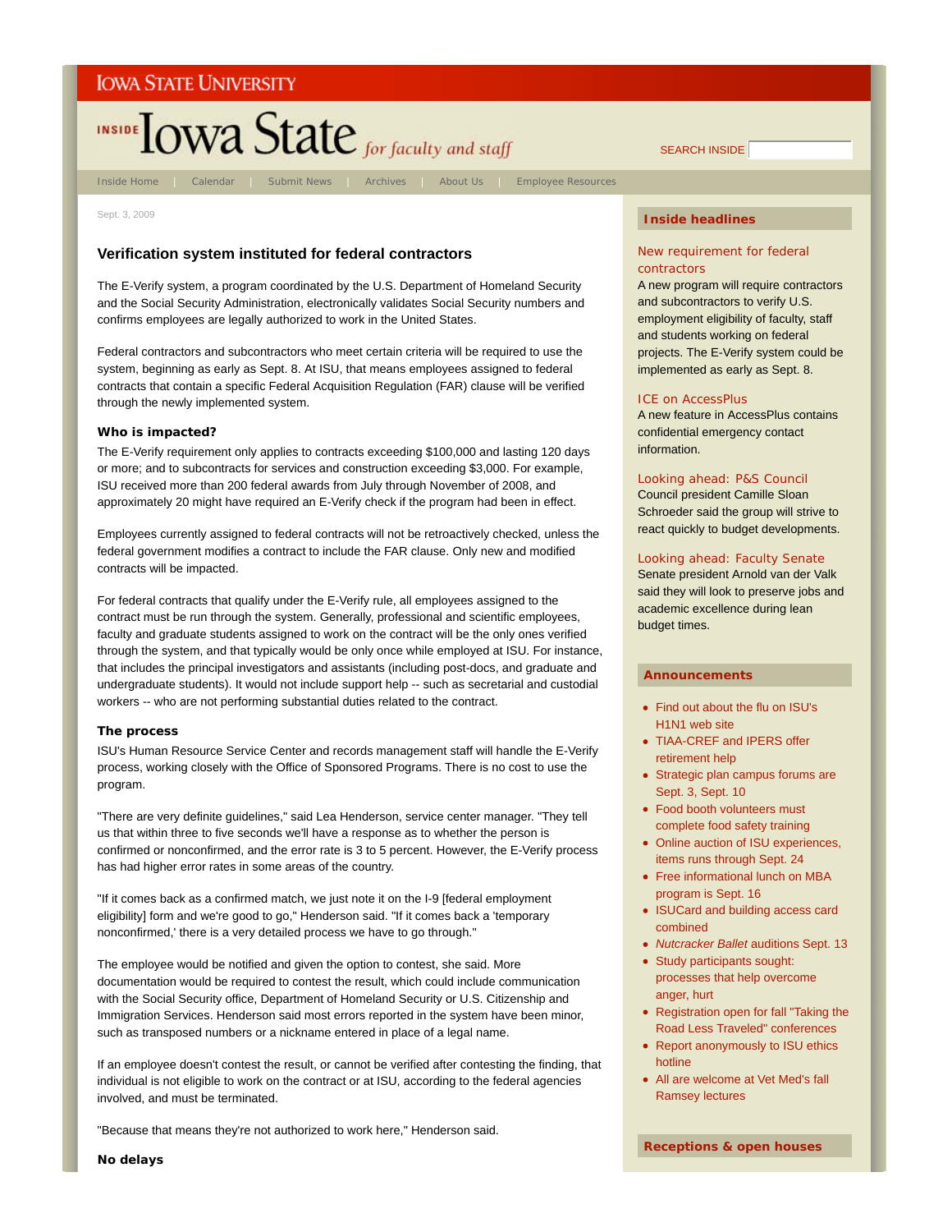Sept. 3, 2009

## Verification system instituted for federal contractors

The E-Verify system, a program coordinated by the U.S. Department of Homeland Security and the Social Security Administration, electronically validates Social Security numbers and confirms employees are legally authorized to work in the United States.

Federal contractors and subcontractors who meet certain criteria will be required to use the system, beginning as early as Sept. 8. At ISU, that means employees assigned to federal contracts that contain a specific Federal Acquisition Regulation (FAR) clause will be verified through the newly implemented system.

### Who is impacted?

The E-Verify requirement only applies to contracts exceeding $100,000 and lasting 120 days or more; and to subcontracts for services and construction exceeding $3,000. For example, ISU received more than 200 federal awards from July through November of 2008, and approximately 20 might have required an E-Verify check if the program had been in effect.

Employees currently assigned to federal contracts will not be retroactively checked, unless the federal government modifies a contract to include the FAR clause. Only new and modified contracts will be impacted.

For federal contracts that qualify under the E-Verify rule, all employees assigned to the contract must be run through the system. Generally, professional and scientific employees, faculty and graduate students assigned to work on the contract will be the only ones verified through the system, and that typically would be only once while employed at ISU. For instance, that includes the principal investigators and assistants (including post-docs, and graduate and undergraduate students). It would not include support help -- such as secretarial and custodial workers -- who are not performing substantial duties related to the contract.

### The process

ISU's Human Resource Service Center and records management staff will handle the E-Verify process, working closely with the Office of Sponsored Programs. There is no cost to use the program.

"There are very definite guidelines," said Lea Henderson, service center manager. "They tell us that within three to five seconds we'll have a response as to whether the person is confirmed or nonconfirmed, and the error rate is 3 to 5 percent. However, the E-Verify process has had higher error rates in some areas of the country.

"If it comes back as a confirmed match, we just note it on the I-9 [federal employment eligibility] form and we're good to go," Henderson said. "If it comes back a 'temporary nonconfirmed,' there is a very detailed process we have to go through."

The employee would be notified and given the option to contest, she said. More documentation would be required to contest the result, which could include communication with the Social Security office, Department of Homeland Security or U.S. Citizenship and Immigration Services. Henderson said most errors reported in the system have been minor, such as transposed numbers or a nickname entered in place of a legal name.

If an employee doesn't contest the result, or cannot be verified after contesting the finding, that individual is not eligible to work on the contract or at ISU, according to the federal agencies involved, and must be terminated.

"Because that means they're not authorized to work here," Henderson said.

### No delays

### Inside headlines

**New requirement for federal contractors**
A new program will require contractors and subcontractors to verify U.S. employment eligibility of faculty, staff and students working on federal projects. The E-Verify system could be implemented as early as Sept. 8.

**ICE on AccessPlus**
A new feature in AccessPlus contains confidential emergency contact information.

**Looking ahead: P&S Council**
Council president Camille Sloan Schroeder said the group will strive to react quickly to budget developments.

**Looking ahead: Faculty Senate**
Senate president Arnold van der Valk said they will look to preserve jobs and academic excellence during lean budget times.

### Announcements

- Find out about the flu on ISU's H1N1 web site
- TIAA-CREF and IPERS offer retirement help
- Strategic plan campus forums are Sept. 3, Sept. 10
- Food booth volunteers must complete food safety training
- Online auction of ISU experiences, items runs through Sept. 24
- Free informational lunch on MBA program is Sept. 16
- ISUCard and building access card combined
- *Nutcracker Ballet* auditions Sept. 13
- Study participants sought: processes that help overcome anger, hurt
- Registration open for fall "Taking the Road Less Traveled" conferences
- Report anonymously to ISU ethics hotline
- All are welcome at Vet Med's fall Ramsey lectures

### Receptions & open houses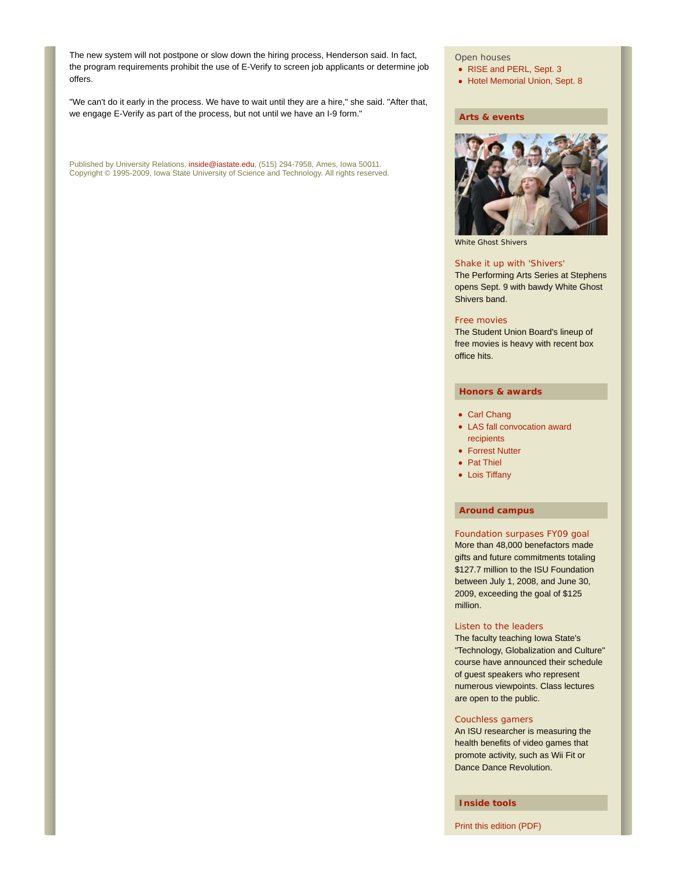The new system will not postpone or slow down the hiring process, Henderson said. In fact, the program requirements prohibit the use of E-Verify to screen job applicants or determine job offers.

"We can't do it early in the process. We have to wait until they are a hire," she said. "After that, we engage E-Verify as part of the process, but not until we have an I-9 form."

Published by University Relations, inside@iastate.edu, (515) 294-7958, Ames, Iowa 50011.
Copyright © 1995-2009, Iowa State University of Science and Technology. All rights reserved.

Open houses

- RISE and PERL, Sept. 3
- Hotel Memorial Union, Sept. 8

## Arts & events

White Ghost Shivers

**Shake it up with 'Shivers'**
The Performing Arts Series at Stephens opens Sept. 9 with bawdy White Ghost Shivers band.

**Free movies**
The Student Union Board's lineup of free movies is heavy with recent box office hits.

## Honors & awards

- Carl Chang
- LAS fall convocation award recipients
- Forrest Nutter
- Pat Thiel
- Lois Tiffany

## Around campus

**Foundation surpasses FY09 goal**
More than 48,000 benefactors made gifts and future commitments totaling $127.7 million to the ISU Foundation between July 1, 2008, and June 30, 2009, exceeding the goal of $125 million.

**Listen to the leaders**
The faculty teaching Iowa State's "Technology, Globalization and Culture" course have announced their schedule of guest speakers who represent numerous viewpoints. Class lectures are open to the public.

**Couchless gamers**
An ISU researcher is measuring the health benefits of video games that promote activity, such as Wii Fit or Dance Dance Revolution.

## Inside tools

Print this edition (PDF)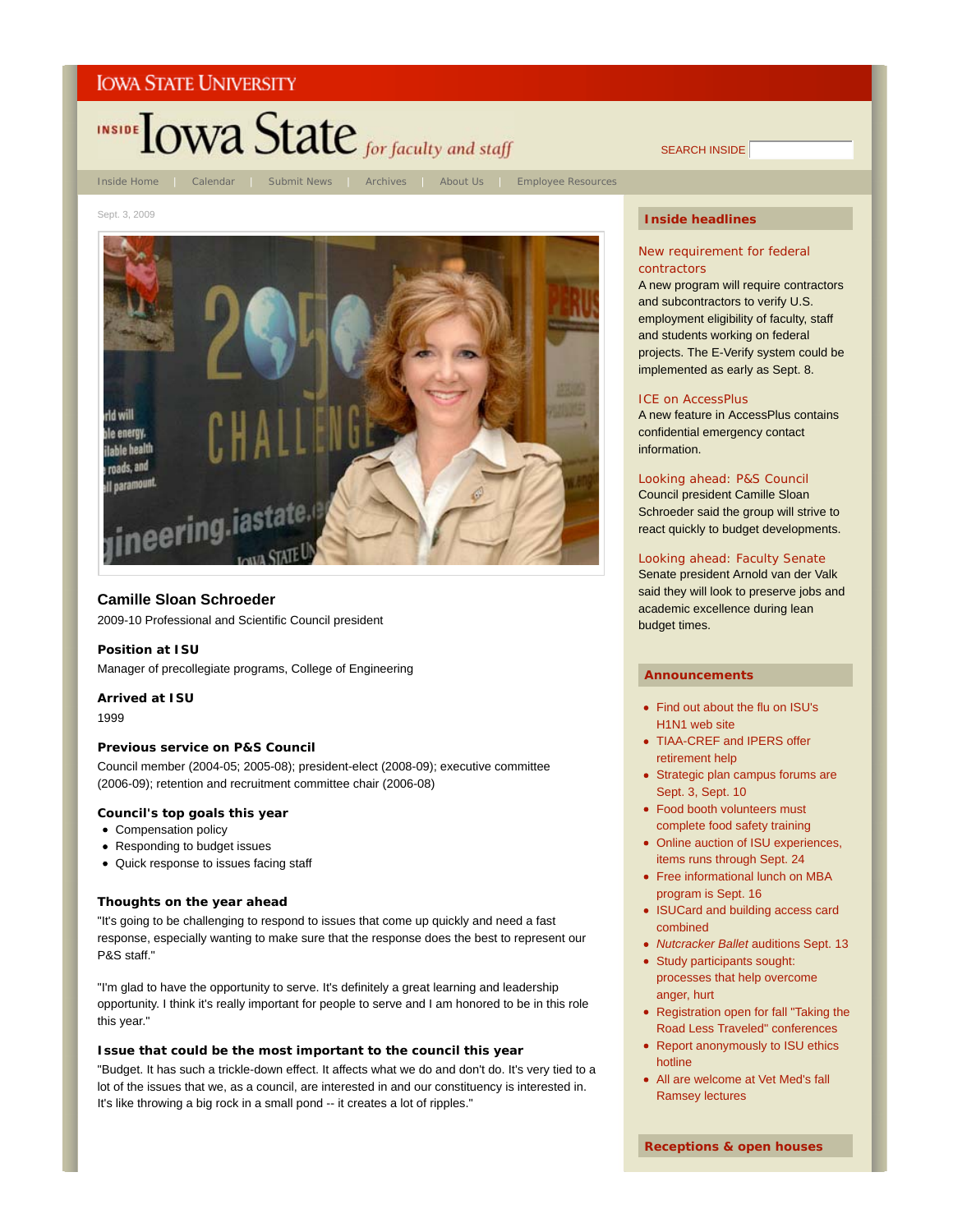IOWA STATE UNIVERSITY

INSIDE Iowa State *for faculty and staff*

SEARCH INSIDE

Inside Home | Calendar | Submit News | Archives | About Us | Employee Resources

Sept. 3, 2009

### Camille Sloan Schroeder

2009-10 Professional and Scientific Council president

#### Position at ISU

Manager of precollegiate programs, College of Engineering

#### Arrived at ISU

1999

#### Previous service on P&S Council

Council member (2004-05; 2005-08); president-elect (2008-09); executive committee (2006-09); retention and recruitment committee chair (2006-08)

#### Council's top goals this year

- Compensation policy
- Responding to budget issues
- Quick response to issues facing staff

#### Thoughts on the year ahead

"It's going to be challenging to respond to issues that come up quickly and need a fast response, especially wanting to make sure that the response does the best to represent our P&S staff."

"I'm glad to have the opportunity to serve. It's definitely a great learning and leadership opportunity. I think it's really important for people to serve and I am honored to be in this role this year."

#### Issue that could be the most important to the council this year

"Budget. It has such a trickle-down effect. It affects what we do and don't do. It's very tied to a lot of the issues that we, as a council, are interested in and our constituency is interested in. It's like throwing a big rock in a small pond -- it creates a lot of ripples."

## Inside headlines

**New requirement for federal contractors**
A new program will require contractors and subcontractors to verify U.S. employment eligibility of faculty, staff and students working on federal projects. The E-Verify system could be implemented as early as Sept. 8.

**ICE on AccessPlus**
A new feature in AccessPlus contains confidential emergency contact information.

**Looking ahead: P&S Council**
Council president Camille Sloan Schroeder said the group will strive to react quickly to budget developments.

**Looking ahead: Faculty Senate**
Senate president Arnold van der Valk said they will look to preserve jobs and academic excellence during lean budget times.

## Announcements

- Find out about the flu on ISU's H1N1 web site
- TIAA-CREF and IPERS offer retirement help
- Strategic plan campus forums are Sept. 3, Sept. 10
- Food booth volunteers must complete food safety training
- Online auction of ISU experiences, items runs through Sept. 24
- Free informational lunch on MBA program is Sept. 16
- ISUCard and building access card combined
- *Nutcracker Ballet* auditions Sept. 13
- Study participants sought: processes that help overcome anger, hurt
- Registration open for fall "Taking the Road Less Traveled" conferences
- Report anonymously to ISU ethics hotline
- All are welcome at Vet Med's fall Ramsey lectures

## Receptions & open houses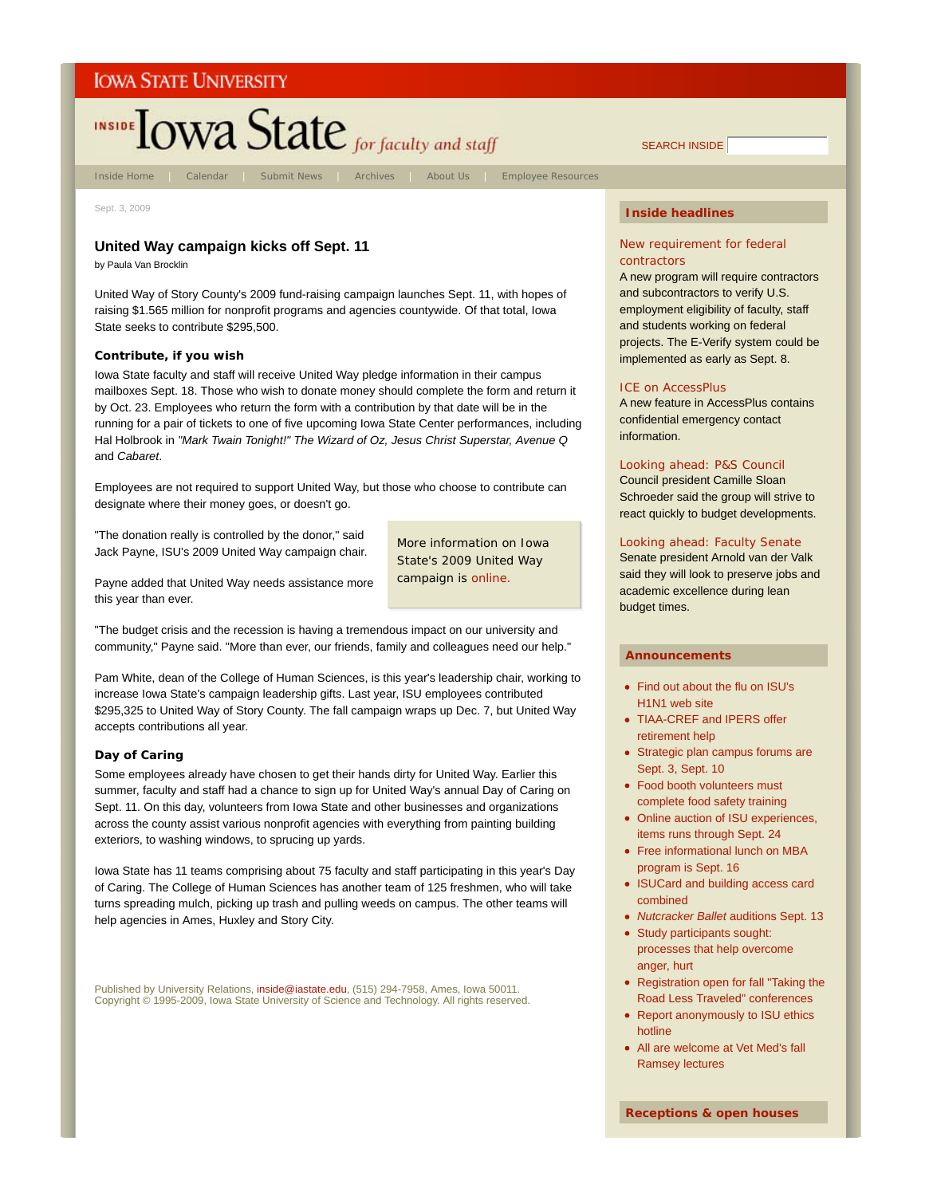IOWA STATE UNIVERSITY

INSIDE Iowa State *for faculty and staff*

SEARCH INSIDE

Inside Home | Calendar | Submit News | Archives | About Us | Employee Resources

Sept. 3, 2009

# United Way campaign kicks off Sept. 11

by Paula Van Brocklin

United Way of Story County's 2009 fund-raising campaign launches Sept. 11, with hopes of raising $1.565 million for nonprofit programs and agencies countywide. Of that total, Iowa State seeks to contribute $295,500.

### Contribute, if you wish

Iowa State faculty and staff will receive United Way pledge information in their campus mailboxes Sept. 18. Those who wish to donate money should complete the form and return it by Oct. 23. Employees who return the form with a contribution by that date will be in the running for a pair of tickets to one of five upcoming Iowa State Center performances, including Hal Holbrook in *"Mark Twain Tonight!" The Wizard of Oz, Jesus Christ Superstar, Avenue Q* and *Cabaret*.

Employees are not required to support United Way, but those who choose to contribute can designate where their money goes, or doesn't go.

"The donation really is controlled by the donor," said Jack Payne, ISU's 2009 United Way campaign chair.

Payne added that United Way needs assistance more this year than ever.

> More information on Iowa State's 2009 United Way campaign is online.

"The budget crisis and the recession is having a tremendous impact on our university and community," Payne said. "More than ever, our friends, family and colleagues need our help."

Pam White, dean of the College of Human Sciences, is this year's leadership chair, working to increase Iowa State's campaign leadership gifts. Last year, ISU employees contributed $295,325 to United Way of Story County. The fall campaign wraps up Dec. 7, but United Way accepts contributions all year.

### Day of Caring

Some employees already have chosen to get their hands dirty for United Way. Earlier this summer, faculty and staff had a chance to sign up for United Way's annual Day of Caring on Sept. 11. On this day, volunteers from Iowa State and other businesses and organizations across the county assist various nonprofit agencies with everything from painting building exteriors, to washing windows, to sprucing up yards.

Iowa State has 11 teams comprising about 75 faculty and staff participating in this year's Day of Caring. The College of Human Sciences has another team of 125 freshmen, who will take turns spreading mulch, picking up trash and pulling weeds on campus. The other teams will help agencies in Ames, Huxley and Story City.

Published by University Relations, inside@iastate.edu, (515) 294-7958, Ames, Iowa 50011.
Copyright © 1995-2009, Iowa State University of Science and Technology. All rights reserved.

## Inside headlines

**New requirement for federal contractors**
A new program will require contractors and subcontractors to verify U.S. employment eligibility of faculty, staff and students working on federal projects. The E-Verify system could be implemented as early as Sept. 8.

**ICE on AccessPlus**
A new feature in AccessPlus contains confidential emergency contact information.

**Looking ahead: P&S Council**
Council president Camille Sloan Schroeder said the group will strive to react quickly to budget developments.

**Looking ahead: Faculty Senate**
Senate president Arnold van der Valk said they will look to preserve jobs and academic excellence during lean budget times.

## Announcements

- Find out about the flu on ISU's H1N1 web site
- TIAA-CREF and IPERS offer retirement help
- Strategic plan campus forums are Sept. 3, Sept. 10
- Food booth volunteers must complete food safety training
- Online auction of ISU experiences, items runs through Sept. 24
- Free informational lunch on MBA program is Sept. 16
- ISUCard and building access card combined
- *Nutcracker Ballet* auditions Sept. 13
- Study participants sought: processes that help overcome anger, hurt
- Registration open for fall "Taking the Road Less Traveled" conferences
- Report anonymously to ISU ethics hotline
- All are welcome at Vet Med's fall Ramsey lectures

## Receptions & open houses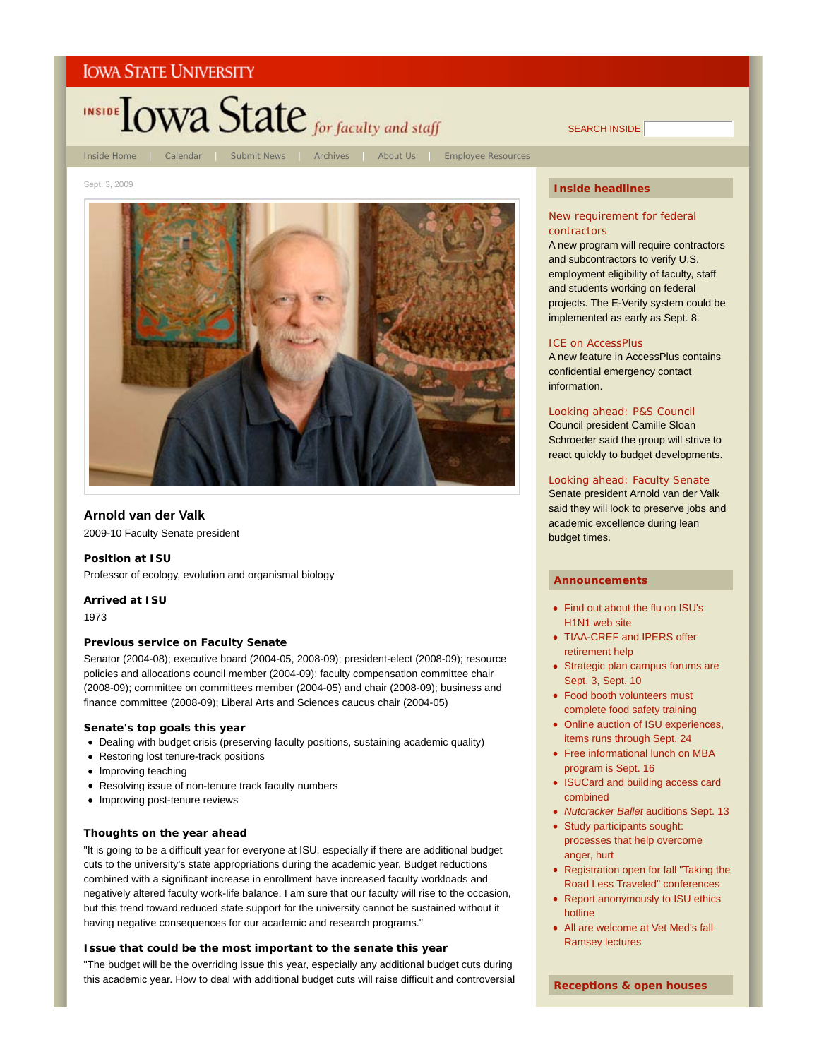IOWA STATE UNIVERSITY

INSIDE Iowa State *for faculty and staff*

SEARCH INSIDE

Inside Home | Calendar | Submit News | Archives | About Us | Employee Resources

Sept. 3, 2009

## Arnold van der Valk

2009-10 Faculty Senate president

### Position at ISU

Professor of ecology, evolution and organismal biology

### Arrived at ISU

1973

### Previous service on Faculty Senate

Senator (2004-08); executive board (2004-05, 2008-09); president-elect (2008-09); resource policies and allocations council member (2004-09); faculty compensation committee chair (2008-09); committee on committees member (2004-05) and chair (2008-09); business and finance committee (2008-09); Liberal Arts and Sciences caucus chair (2004-05)

### Senate's top goals this year

- Dealing with budget crisis (preserving faculty positions, sustaining academic quality)
- Restoring lost tenure-track positions
- Improving teaching
- Resolving issue of non-tenure track faculty numbers
- Improving post-tenure reviews

### Thoughts on the year ahead

"It is going to be a difficult year for everyone at ISU, especially if there are additional budget cuts to the university's state appropriations during the academic year. Budget reductions combined with a significant increase in enrollment have increased faculty workloads and negatively altered faculty work-life balance. I am sure that our faculty will rise to the occasion, but this trend toward reduced state support for the university cannot be sustained without it having negative consequences for our academic and research programs."

### Issue that could be the most important to the senate this year

"The budget will be the overriding issue this year, especially any additional budget cuts during this academic year. How to deal with additional budget cuts will raise difficult and controversial

## Inside headlines

**New requirement for federal contractors**
A new program will require contractors and subcontractors to verify U.S. employment eligibility of faculty, staff and students working on federal projects. The E-Verify system could be implemented as early as Sept. 8.

**ICE on AccessPlus**
A new feature in AccessPlus contains confidential emergency contact information.

**Looking ahead: P&S Council**
Council president Camille Sloan Schroeder said the group will strive to react quickly to budget developments.

**Looking ahead: Faculty Senate**
Senate president Arnold van der Valk said they will look to preserve jobs and academic excellence during lean budget times.

## Announcements

- Find out about the flu on ISU's H1N1 web site
- TIAA-CREF and IPERS offer retirement help
- Strategic plan campus forums are Sept. 3, Sept. 10
- Food booth volunteers must complete food safety training
- Online auction of ISU experiences, items runs through Sept. 24
- Free informational lunch on MBA program is Sept. 16
- ISUCard and building access card combined
- *Nutcracker Ballet* auditions Sept. 13
- Study participants sought: processes that help overcome anger, hurt
- Registration open for fall "Taking the Road Less Traveled" conferences
- Report anonymously to ISU ethics hotline
- All are welcome at Vet Med's fall Ramsey lectures

## Receptions & open houses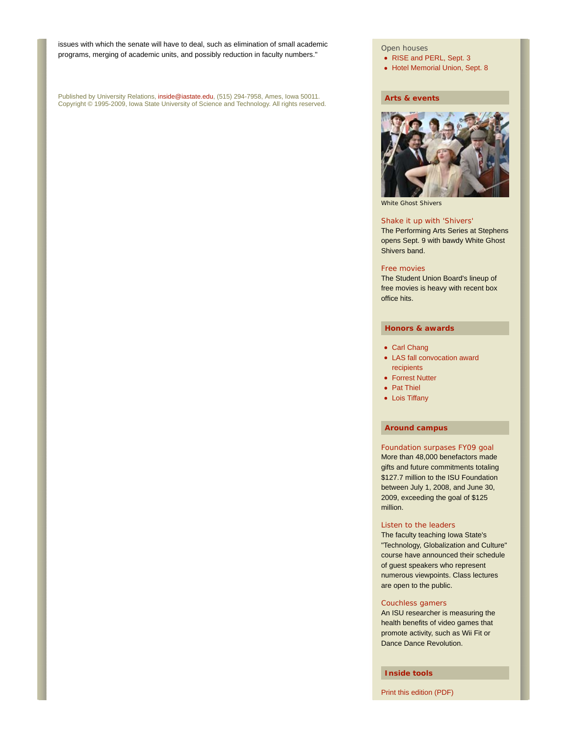issues with which the senate will have to deal, such as elimination of small academic programs, merging of academic units, and possibly reduction in faculty numbers."

Published by University Relations, inside@iastate.edu, (515) 294-7958, Ames, Iowa 50011.
Copyright © 1995-2009, Iowa State University of Science and Technology. All rights reserved.

Open houses

- RISE and PERL, Sept. 3
- Hotel Memorial Union, Sept. 8

## Arts & events

White Ghost Shivers

**Shake it up with 'Shivers'**
The Performing Arts Series at Stephens opens Sept. 9 with bawdy White Ghost Shivers band.

**Free movies**
The Student Union Board's lineup of free movies is heavy with recent box office hits.

## Honors & awards

- Carl Chang
- LAS fall convocation award recipients
- Forrest Nutter
- Pat Thiel
- Lois Tiffany

## Around campus

**Foundation surpases FY09 goal**
More than 48,000 benefactors made gifts and future commitments totaling $127.7 million to the ISU Foundation between July 1, 2008, and June 30, 2009, exceeding the goal of $125 million.

**Listen to the leaders**
The faculty teaching Iowa State's "Technology, Globalization and Culture" course have announced their schedule of guest speakers who represent numerous viewpoints. Class lectures are open to the public.

**Couchless gamers**
An ISU researcher is measuring the health benefits of video games that promote activity, such as Wii Fit or Dance Dance Revolution.

## Inside tools

Print this edition (PDF)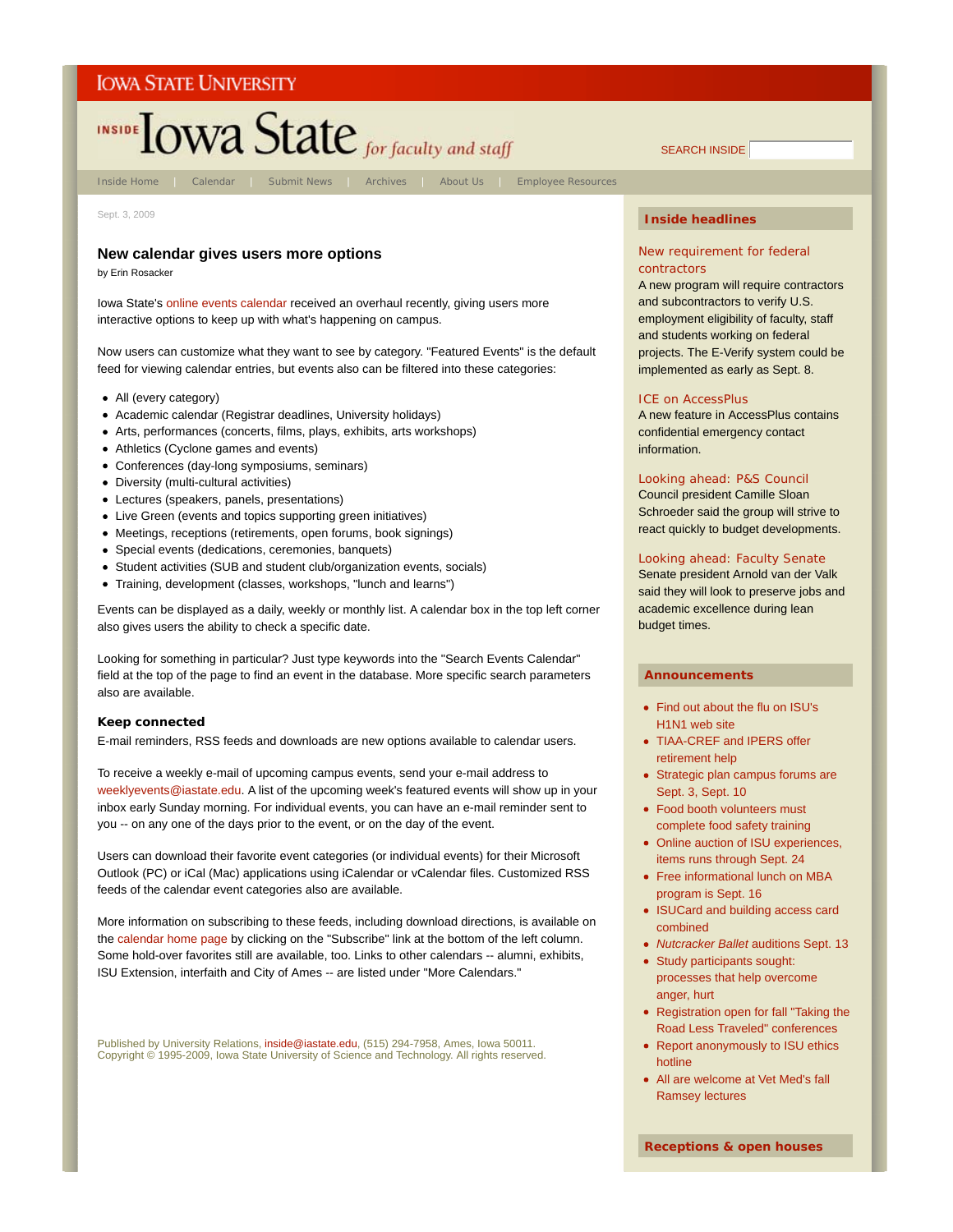IOWA STATE UNIVERSITY

INSIDE Iowa State *for faculty and staff*

SEARCH INSIDE

Inside Home | Calendar | Submit News | Archives | About Us | Employee Resources

Sept. 3, 2009

## New calendar gives users more options

by Erin Rosacker

Iowa State's online events calendar received an overhaul recently, giving users more interactive options to keep up with what's happening on campus.

Now users can customize what they want to see by category. "Featured Events" is the default feed for viewing calendar entries, but events also can be filtered into these categories:

- All (every category)
- Academic calendar (Registrar deadlines, University holidays)
- Arts, performances (concerts, films, plays, exhibits, arts workshops)
- Athletics (Cyclone games and events)
- Conferences (day-long symposiums, seminars)
- Diversity (multi-cultural activities)
- Lectures (speakers, panels, presentations)
- Live Green (events and topics supporting green initiatives)
- Meetings, receptions (retirements, open forums, book signings)
- Special events (dedications, ceremonies, banquets)
- Student activities (SUB and student club/organization events, socials)
- Training, development (classes, workshops, "lunch and learns")

Events can be displayed as a daily, weekly or monthly list. A calendar box in the top left corner also gives users the ability to check a specific date.

Looking for something in particular? Just type keywords into the "Search Events Calendar" field at the top of the page to find an event in the database. More specific search parameters also are available.

### Keep connected

E-mail reminders, RSS feeds and downloads are new options available to calendar users.

To receive a weekly e-mail of upcoming campus events, send your e-mail address to weeklyevents@iastate.edu. A list of the upcoming week's featured events will show up in your inbox early Sunday morning. For individual events, you can have an e-mail reminder sent to you -- on any one of the days prior to the event, or on the day of the event.

Users can download their favorite event categories (or individual events) for their Microsoft Outlook (PC) or iCal (Mac) applications using iCalendar or vCalendar files. Customized RSS feeds of the calendar event categories also are available.

More information on subscribing to these feeds, including download directions, is available on the calendar home page by clicking on the "Subscribe" link at the bottom of the left column. Some hold-over favorites still are available, too. Links to other calendars -- alumni, exhibits, ISU Extension, interfaith and City of Ames -- are listed under "More Calendars."

Published by University Relations, inside@iastate.edu, (515) 294-7958, Ames, Iowa 50011.
Copyright © 1995-2009, Iowa State University of Science and Technology. All rights reserved.

### Inside headlines

**New requirement for federal contractors**
A new program will require contractors and subcontractors to verify U.S. employment eligibility of faculty, staff and students working on federal projects. The E-Verify system could be implemented as early as Sept. 8.

**ICE on AccessPlus**
A new feature in AccessPlus contains confidential emergency contact information.

**Looking ahead: P&S Council**
Council president Camille Sloan Schroeder said the group will strive to react quickly to budget developments.

**Looking ahead: Faculty Senate**
Senate president Arnold van der Valk said they will look to preserve jobs and academic excellence during lean budget times.

### Announcements

- Find out about the flu on ISU's H1N1 web site
- TIAA-CREF and IPERS offer retirement help
- Strategic plan campus forums are Sept. 3, Sept. 10
- Food booth volunteers must complete food safety training
- Online auction of ISU experiences, items runs through Sept. 24
- Free informational lunch on MBA program is Sept. 16
- ISUCard and building access card combined
- *Nutcracker Ballet* auditions Sept. 13
- Study participants sought: processes that help overcome anger, hurt
- Registration open for fall "Taking the Road Less Traveled" conferences
- Report anonymously to ISU ethics hotline
- All are welcome at Vet Med's fall Ramsey lectures

### Receptions & open houses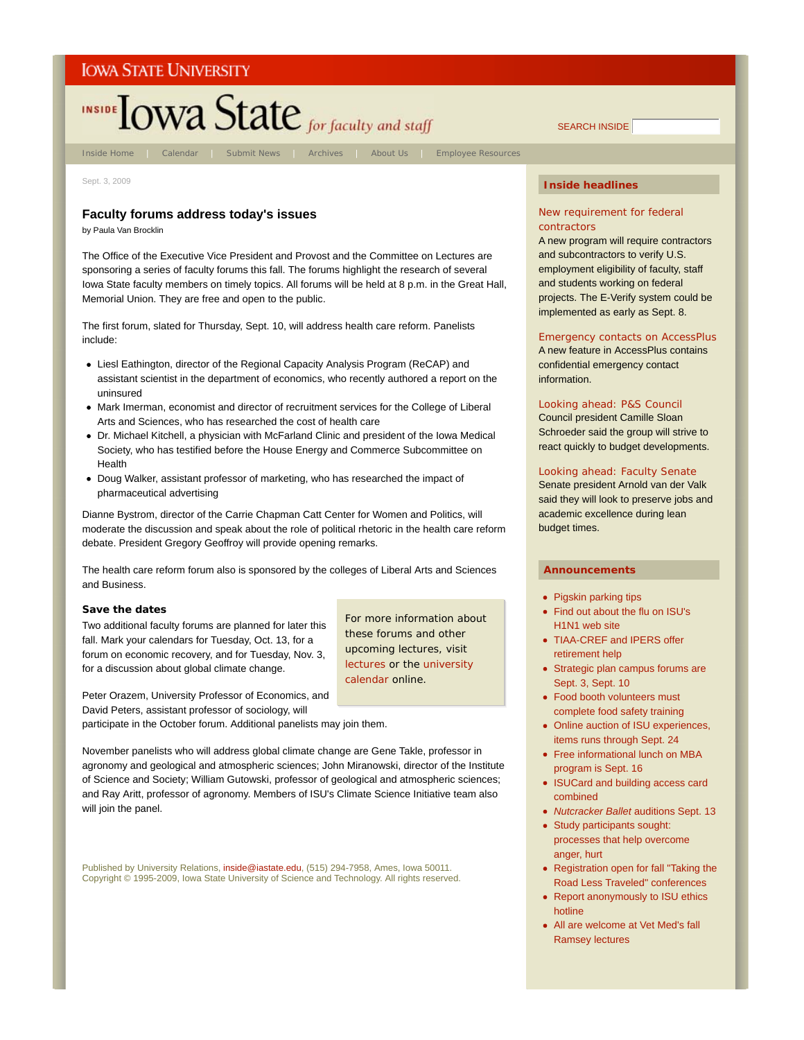IOWA STATE UNIVERSITY

INSIDE Iowa State *for faculty and staff*

SEARCH INSIDE

Inside Home | Calendar | Submit News | Archives | About Us | Employee Resources

Sept. 3, 2009

## Faculty forums address today's issues

by Paula Van Brocklin

The Office of the Executive Vice President and Provost and the Committee on Lectures are sponsoring a series of faculty forums this fall. The forums highlight the research of several Iowa State faculty members on timely topics. All forums will be held at 8 p.m. in the Great Hall, Memorial Union. They are free and open to the public.

The first forum, slated for Thursday, Sept. 10, will address health care reform. Panelists include:

- Liesl Eathington, director of the Regional Capacity Analysis Program (ReCAP) and assistant scientist in the department of economics, who recently authored a report on the uninsured
- Mark Imerman, economist and director of recruitment services for the College of Liberal Arts and Sciences, who has researched the cost of health care
- Dr. Michael Kitchell, a physician with McFarland Clinic and president of the Iowa Medical Society, who has testified before the House Energy and Commerce Subcommittee on Health
- Doug Walker, assistant professor of marketing, who has researched the impact of pharmaceutical advertising

Dianne Bystrom, director of the Carrie Chapman Catt Center for Women and Politics, will moderate the discussion and speak about the role of political rhetoric in the health care reform debate. President Gregory Geoffroy will provide opening remarks.

The health care reform forum also is sponsored by the colleges of Liberal Arts and Sciences and Business.

### Save the dates

Two additional faculty forums are planned for later this fall. Mark your calendars for Tuesday, Oct. 13, for a forum on economic recovery, and for Tuesday, Nov. 3, for a discussion about global climate change.

> For more information about these forums and other upcoming lectures, visit lectures or the university calendar online.

Peter Orazem, University Professor of Economics, and David Peters, assistant professor of sociology, will participate in the October forum. Additional panelists may join them.

November panelists who will address global climate change are Gene Takle, professor in agronomy and geological and atmospheric sciences; John Miranowski, director of the Institute of Science and Society; William Gutowski, professor of geological and atmospheric sciences; and Ray Aritt, professor of agronomy. Members of ISU's Climate Science Initiative team also will join the panel.

Published by University Relations, inside@iastate.edu, (515) 294-7958, Ames, Iowa 50011.
Copyright © 1995-2009, Iowa State University of Science and Technology. All rights reserved.

### Inside headlines

**New requirement for federal contractors**
A new program will require contractors and subcontractors to verify U.S. employment eligibility of faculty, staff and students working on federal projects. The E-Verify system could be implemented as early as Sept. 8.

**Emergency contacts on AccessPlus**
A new feature in AccessPlus contains confidential emergency contact information.

**Looking ahead: P&S Council**
Council president Camille Sloan Schroeder said the group will strive to react quickly to budget developments.

**Looking ahead: Faculty Senate**
Senate president Arnold van der Valk said they will look to preserve jobs and academic excellence during lean budget times.

### Announcements

- Pigskin parking tips
- Find out about the flu on ISU's H1N1 web site
- TIAA-CREF and IPERS offer retirement help
- Strategic plan campus forums are Sept. 3, Sept. 10
- Food booth volunteers must complete food safety training
- Online auction of ISU experiences, items runs through Sept. 24
- Free informational lunch on MBA program is Sept. 16
- ISUCard and building access card combined
- *Nutcracker Ballet* auditions Sept. 13
- Study participants sought: processes that help overcome anger, hurt
- Registration open for fall "Taking the Road Less Traveled" conferences
- Report anonymously to ISU ethics hotline
- All are welcome at Vet Med's fall Ramsey lectures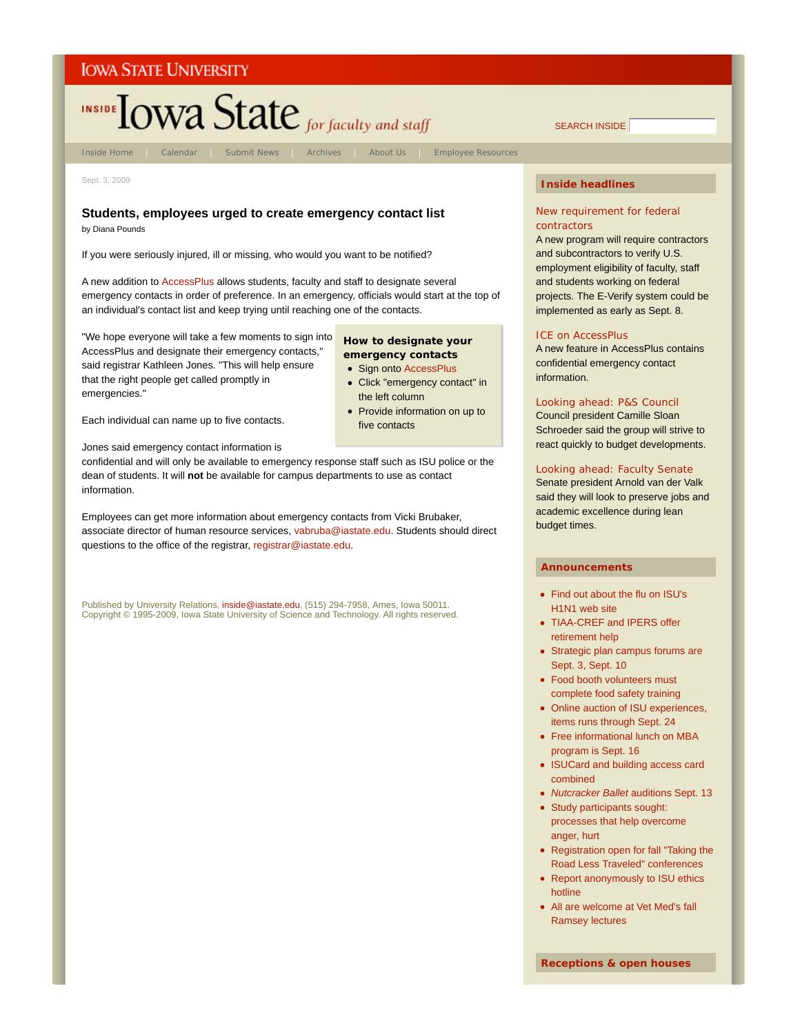Iowa State University

# Inside Iowa State *for faculty and staff*

SEARCH INSIDE

Inside Home | Calendar | Submit News | Archives | About Us | Employee Resources

Sept. 3, 2009

## Students, employees urged to create emergency contact list

by Diana Pounds

If you were seriously injured, ill or missing, who would you want to be notified?

A new addition to AccessPlus allows students, faculty and staff to designate several emergency contacts in order of preference. In an emergency, officials would start at the top of an individual's contact list and keep trying until reaching one of the contacts.

"We hope everyone will take a few moments to sign into AccessPlus and designate their emergency contacts," said registrar Kathleen Jones. "This will help ensure that the right people get called promptly in emergencies."

Each individual can name up to five contacts.

Jones said emergency contact information is confidential and will only be available to emergency response staff such as ISU police or the dean of students. It will **not** be available for campus departments to use as contact information.

Employees can get more information about emergency contacts from Vicki Brubaker, associate director of human resource services, vabruba@iastate.edu. Students should direct questions to the office of the registrar, registrar@iastate.edu.

**How to designate your emergency contacts**

- Sign onto AccessPlus
- Click "emergency contact" in the left column
- Provide information on up to five contacts

Published by University Relations, inside@iastate.edu, (515) 294-7958, Ames, Iowa 50011.
Copyright © 1995-2009, Iowa State University of Science and Technology. All rights reserved.

### Inside headlines

New requirement for federal contractors
A new program will require contractors and subcontractors to verify U.S. employment eligibility of faculty, staff and students working on federal projects. The E-Verify system could be implemented as early as Sept. 8.

ICE on AccessPlus
A new feature in AccessPlus contains confidential emergency contact information.

Looking ahead: P&S Council
Council president Camille Sloan Schroeder said the group will strive to react quickly to budget developments.

Looking ahead: Faculty Senate
Senate president Arnold van der Valk said they will look to preserve jobs and academic excellence during lean budget times.

### Announcements

- Find out about the flu on ISU's H1N1 web site
- TIAA-CREF and IPERS offer retirement help
- Strategic plan campus forums are Sept. 3, Sept. 10
- Food booth volunteers must complete food safety training
- Online auction of ISU experiences, items runs through Sept. 24
- Free informational lunch on MBA program is Sept. 16
- ISUCard and building access card combined
- *Nutcracker Ballet* auditions Sept. 13
- Study participants sought: processes that help overcome anger, hurt
- Registration open for fall "Taking the Road Less Traveled" conferences
- Report anonymously to ISU ethics hotline
- All are welcome at Vet Med's fall Ramsey lectures

### Receptions & open houses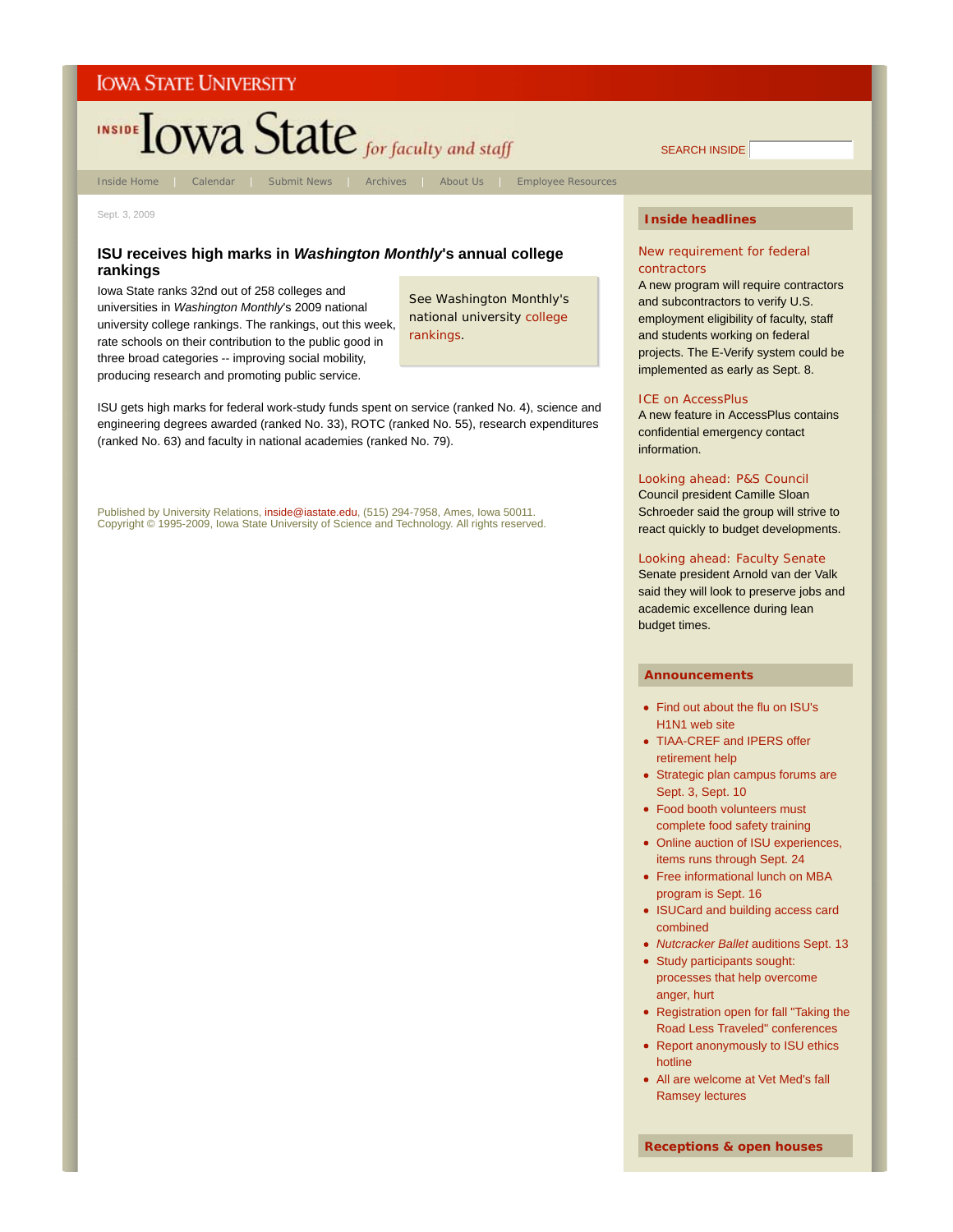IOWA STATE UNIVERSITY

INSIDE Iowa State *for faculty and staff*

SEARCH INSIDE

Inside Home | Calendar | Submit News | Archives | About Us | Employee Resources

Sept. 3, 2009

## ISU receives high marks in *Washington Monthly*'s annual college rankings

Iowa State ranks 32nd out of 258 colleges and universities in *Washington Monthly*'s 2009 national university college rankings. The rankings, out this week, rate schools on their contribution to the public good in three broad categories -- improving social mobility, producing research and promoting public service.

See Washington Monthly's national university college rankings.

ISU gets high marks for federal work-study funds spent on service (ranked No. 4), science and engineering degrees awarded (ranked No. 33), ROTC (ranked No. 55), research expenditures (ranked No. 63) and faculty in national academies (ranked No. 79).

Published by University Relations, inside@iastate.edu, (515) 294-7958, Ames, Iowa 50011.
Copyright © 1995-2009, Iowa State University of Science and Technology. All rights reserved.

### Inside headlines

New requirement for federal contractors
A new program will require contractors and subcontractors to verify U.S. employment eligibility of faculty, staff and students working on federal projects. The E-Verify system could be implemented as early as Sept. 8.

ICE on AccessPlus
A new feature in AccessPlus contains confidential emergency contact information.

Looking ahead: P&S Council
Council president Camille Sloan Schroeder said the group will strive to react quickly to budget developments.

Looking ahead: Faculty Senate
Senate president Arnold van der Valk said they will look to preserve jobs and academic excellence during lean budget times.

### Announcements

- Find out about the flu on ISU's H1N1 web site
- TIAA-CREF and IPERS offer retirement help
- Strategic plan campus forums are Sept. 3, Sept. 10
- Food booth volunteers must complete food safety training
- Online auction of ISU experiences, items runs through Sept. 24
- Free informational lunch on MBA program is Sept. 16
- ISUCard and building access card combined
- *Nutcracker Ballet* auditions Sept. 13
- Study participants sought: processes that help overcome anger, hurt
- Registration open for fall "Taking the Road Less Traveled" conferences
- Report anonymously to ISU ethics hotline
- All are welcome at Vet Med's fall Ramsey lectures

### Receptions & open houses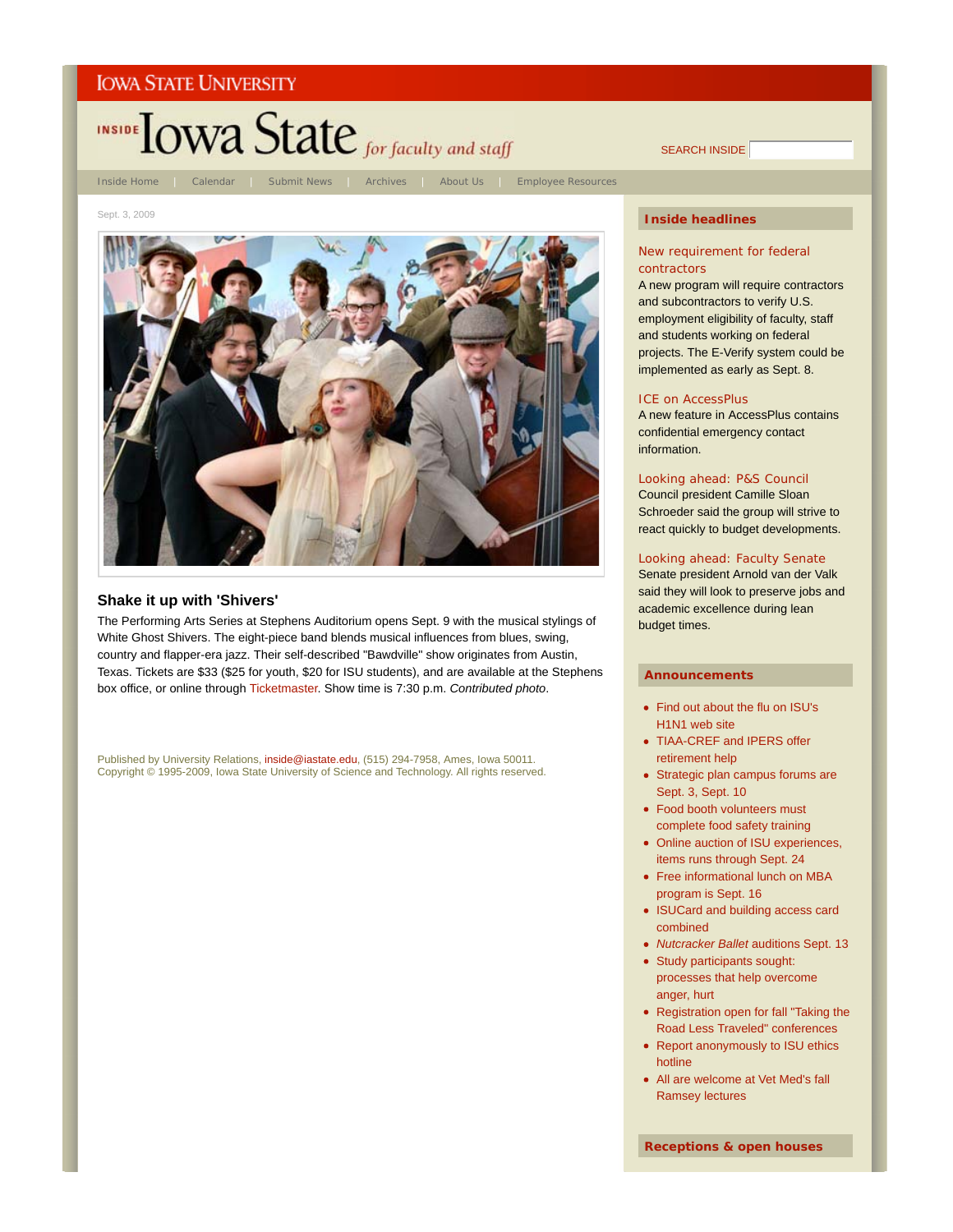IOWA STATE UNIVERSITY

# INSIDE Iowa State *for faculty and staff*

SEARCH INSIDE

Inside Home | Calendar | Submit News | Archives | About Us | Employee Resources

Sept. 3, 2009

## Shake it up with 'Shivers'

The Performing Arts Series at Stephens Auditorium opens Sept. 9 with the musical stylings of White Ghost Shivers. The eight-piece band blends musical influences from blues, swing, country and flapper-era jazz. Their self-described "Bawdville" show originates from Austin, Texas. Tickets are $33 ($25 for youth, $20 for ISU students), and are available at the Stephens box office, or online through Ticketmaster. Show time is 7:30 p.m. *Contributed photo*.

Published by University Relations, inside@iastate.edu, (515) 294-7958, Ames, Iowa 50011.
Copyright © 1995-2009, Iowa State University of Science and Technology. All rights reserved.

### Inside headlines

**New requirement for federal contractors**
A new program will require contractors and subcontractors to verify U.S. employment eligibility of faculty, staff and students working on federal projects. The E-Verify system could be implemented as early as Sept. 8.

**ICE on AccessPlus**
A new feature in AccessPlus contains confidential emergency contact information.

**Looking ahead: P&S Council**
Council president Camille Sloan Schroeder said the group will strive to react quickly to budget developments.

**Looking ahead: Faculty Senate**
Senate president Arnold van der Valk said they will look to preserve jobs and academic excellence during lean budget times.

### Announcements

- Find out about the flu on ISU's H1N1 web site
- TIAA-CREF and IPERS offer retirement help
- Strategic plan campus forums are Sept. 3, Sept. 10
- Food booth volunteers must complete food safety training
- Online auction of ISU experiences, items runs through Sept. 24
- Free informational lunch on MBA program is Sept. 16
- ISUCard and building access card combined
- *Nutcracker Ballet* auditions Sept. 13
- Study participants sought: processes that help overcome anger, hurt
- Registration open for fall "Taking the Road Less Traveled" conferences
- Report anonymously to ISU ethics hotline
- All are welcome at Vet Med's fall Ramsey lectures

### Receptions & open houses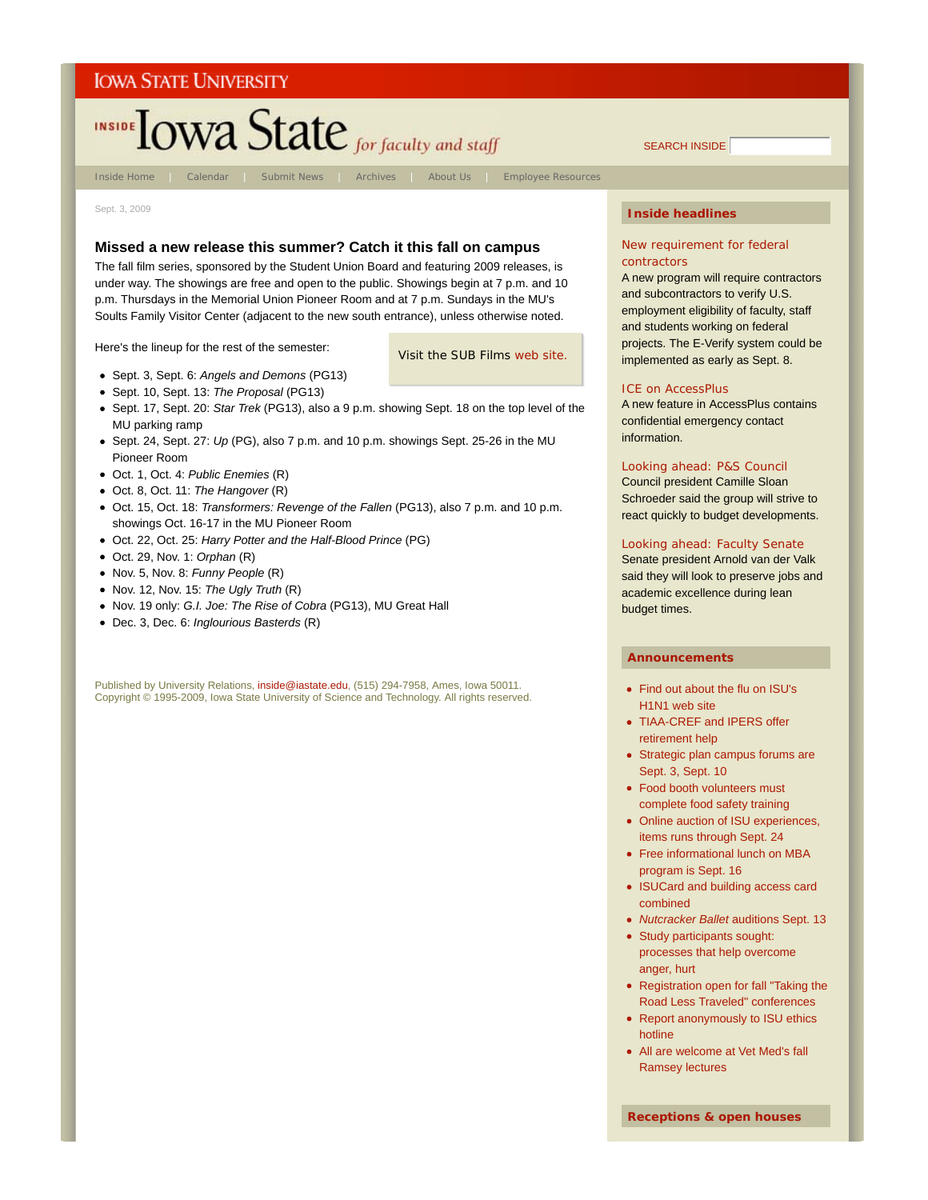Iowa State University

INSIDE Iowa State *for faculty and staff*

SEARCH INSIDE

Inside Home | Calendar | Submit News | Archives | About Us | Employee Resources

Sept. 3, 2009

## Missed a new release this summer? Catch it this fall on campus

The fall film series, sponsored by the Student Union Board and featuring 2009 releases, is under way. The showings are free and open to the public. Showings begin at 7 p.m. and 10 p.m. Thursdays in the Memorial Union Pioneer Room and at 7 p.m. Sundays in the MU's Soults Family Visitor Center (adjacent to the new south entrance), unless otherwise noted.

Visit the SUB Films web site.

Here's the lineup for the rest of the semester:

- Sept. 3, Sept. 6: *Angels and Demons* (PG13)
- Sept. 10, Sept. 13: *The Proposal* (PG13)
- Sept. 17, Sept. 20: *Star Trek* (PG13), also a 9 p.m. showing Sept. 18 on the top level of the MU parking ramp
- Sept. 24, Sept. 27: *Up* (PG), also 7 p.m. and 10 p.m. showings Sept. 25-26 in the MU Pioneer Room
- Oct. 1, Oct. 4: *Public Enemies* (R)
- Oct. 8, Oct. 11: *The Hangover* (R)
- Oct. 15, Oct. 18: *Transformers: Revenge of the Fallen* (PG13), also 7 p.m. and 10 p.m. showings Oct. 16-17 in the MU Pioneer Room
- Oct. 22, Oct. 25: *Harry Potter and the Half-Blood Prince* (PG)
- Oct. 29, Nov. 1: *Orphan* (R)
- Nov. 5, Nov. 8: *Funny People* (R)
- Nov. 12, Nov. 15: *The Ugly Truth* (R)
- Nov. 19 only: *G.I. Joe: The Rise of Cobra* (PG13), MU Great Hall
- Dec. 3, Dec. 6: *Inglourious Basterds* (R)

Published by University Relations, inside@iastate.edu, (515) 294-7958, Ames, Iowa 50011.
Copyright © 1995-2009, Iowa State University of Science and Technology. All rights reserved.

### Inside headlines

**New requirement for federal contractors**
A new program will require contractors and subcontractors to verify U.S. employment eligibility of faculty, staff and students working on federal projects. The E-Verify system could be implemented as early as Sept. 8.

**ICE on AccessPlus**
A new feature in AccessPlus contains confidential emergency contact information.

**Looking ahead: P&S Council**
Council president Camille Sloan Schroeder said the group will strive to react quickly to budget developments.

**Looking ahead: Faculty Senate**
Senate president Arnold van der Valk said they will look to preserve jobs and academic excellence during lean budget times.

### Announcements

- Find out about the flu on ISU's H1N1 web site
- TIAA-CREF and IPERS offer retirement help
- Strategic plan campus forums are Sept. 3, Sept. 10
- Food booth volunteers must complete food safety training
- Online auction of ISU experiences, items runs through Sept. 24
- Free informational lunch on MBA program is Sept. 16
- ISUCard and building access card combined
- *Nutcracker Ballet* auditions Sept. 13
- Study participants sought: processes that help overcome anger, hurt
- Registration open for fall "Taking the Road Less Traveled" conferences
- Report anonymously to ISU ethics hotline
- All are welcome at Vet Med's fall Ramsey lectures

### Receptions & open houses